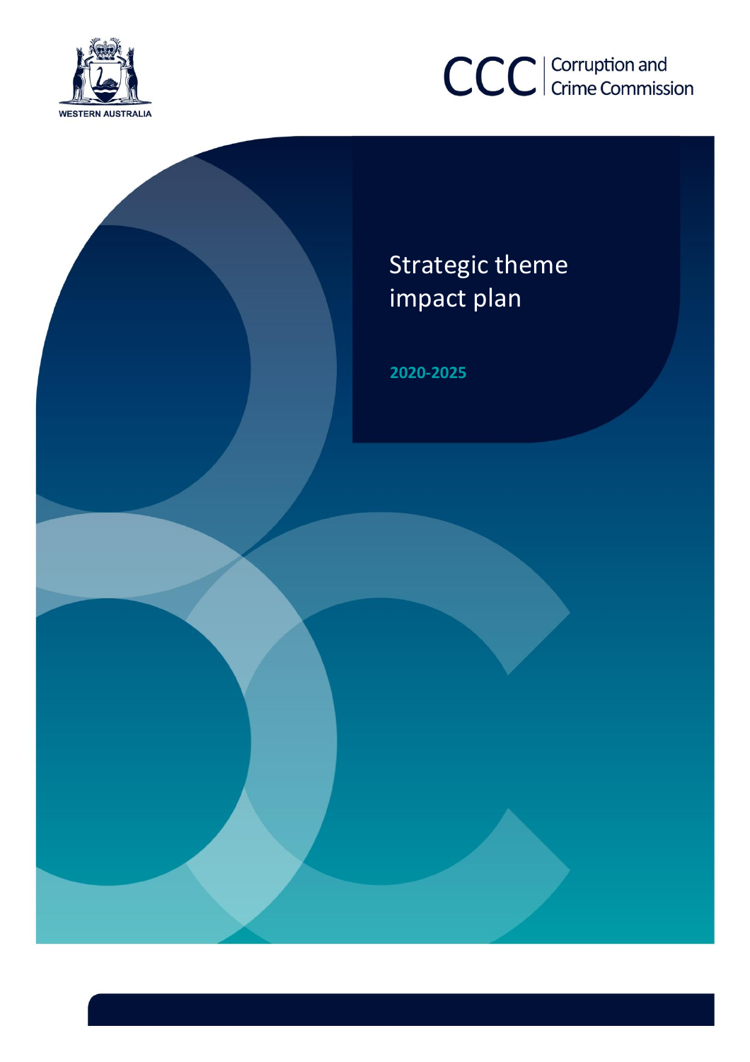WESTERN AUSTRALIA

CCC | Corruption and Crime Commission

# Strategic theme impact plan

**2020-2025**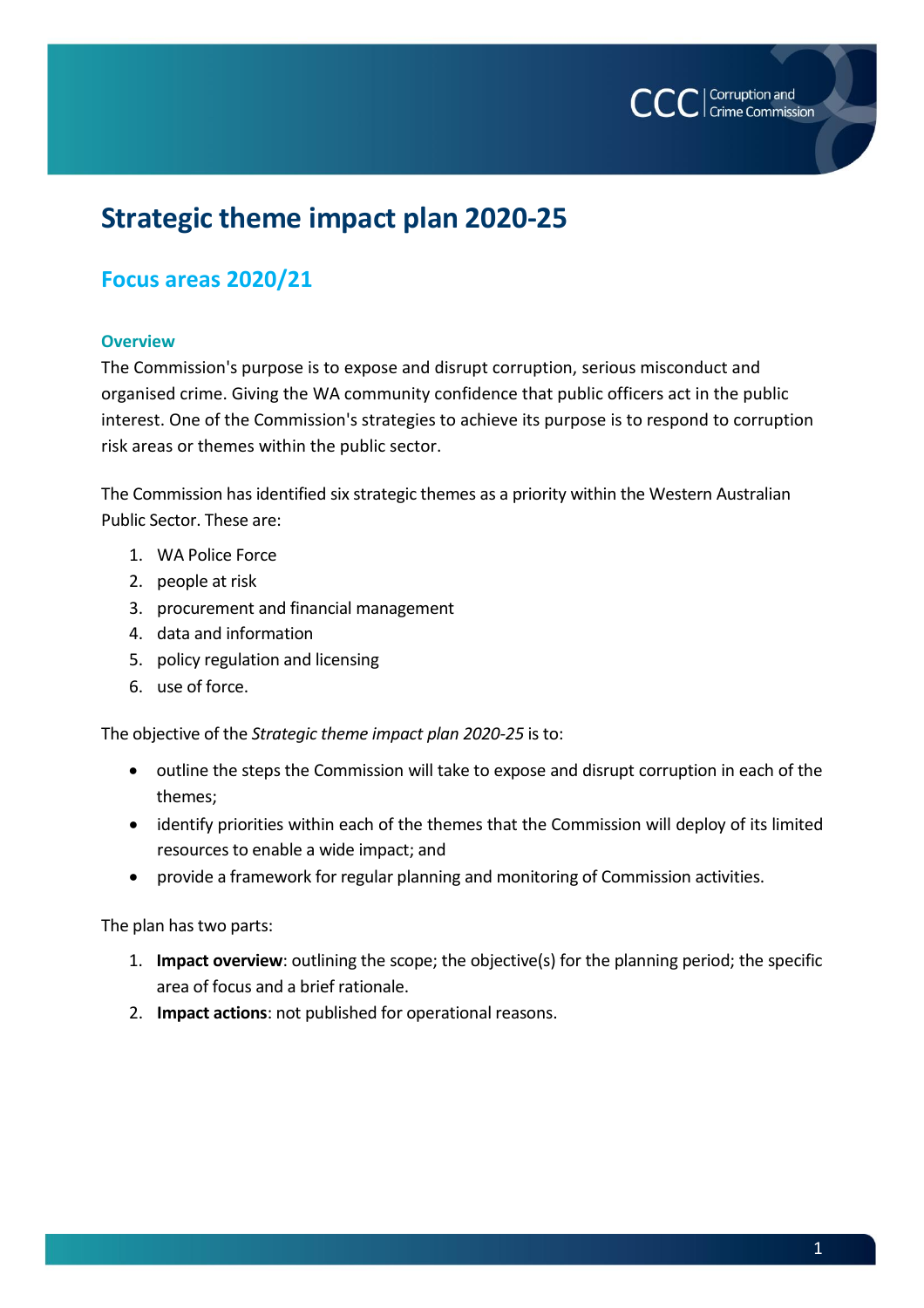# Strategic theme impact plan 2020-25

## Focus areas 2020/21

### Overview

The Commission's purpose is to expose and disrupt corruption, serious misconduct and organised crime. Giving the WA community confidence that public officers act in the public interest. One of the Commission's strategies to achieve its purpose is to respond to corruption risk areas or themes within the public sector.

The Commission has identified six strategic themes as a priority within the Western Australian Public Sector. These are:

1. WA Police Force
2. people at risk
3. procurement and financial management
4. data and information
5. policy regulation and licensing
6. use of force.

The objective of the *Strategic theme impact plan 2020-25* is to:

- outline the steps the Commission will take to expose and disrupt corruption in each of the themes;
- identify priorities within each of the themes that the Commission will deploy of its limited resources to enable a wide impact; and
- provide a framework for regular planning and monitoring of Commission activities.

The plan has two parts:

1. **Impact overview**: outlining the scope; the objective(s) for the planning period; the specific area of focus and a brief rationale.
2. **Impact actions**: not published for operational reasons.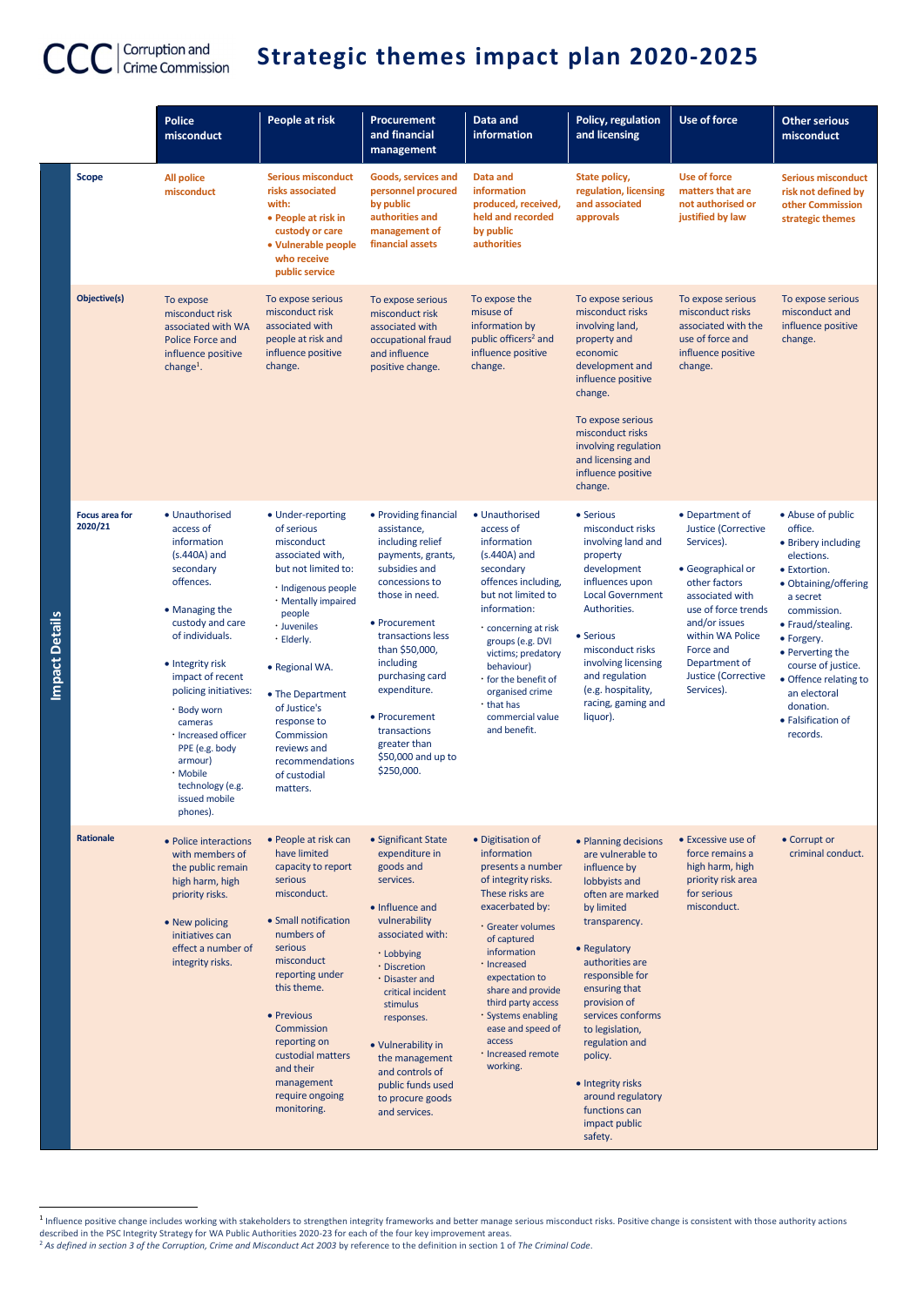# Strategic themes impact plan 2020-2025

| Impact Details | Police misconduct | People at risk | Procurement and financial management | Data and information | Policy, regulation and licensing | Use of force | Other serious misconduct |
|---|---|---|---|---|---|---|---|
| **Scope** | **All police misconduct** | **Serious misconduct risks associated with:** • **People at risk in custody or care** • **Vulnerable people who receive public service** | **Goods, services and personnel procured by public authorities and management of financial assets** | **Data and information produced, received, held and recorded by public authorities** | **State policy, regulation, licensing and associated approvals** | **Use of force matters that are not authorised or justified by law** | **Serious misconduct risk not defined by other Commission strategic themes** |
| **Objective(s)** | To expose misconduct risk associated with WA Police Force and influence positive change[1]. | To expose serious misconduct risk associated with people at risk and influence positive change. | To expose serious misconduct risk associated with occupational fraud and influence positive change. | To expose the misuse of information by public officers[2] and influence positive change. | To expose serious misconduct risks involving land, property and economic development and influence positive change. <br><br> To expose serious misconduct risks involving regulation and licensing and influence positive change. | To expose serious misconduct risks associated with the use of force and influence positive change. | To expose serious misconduct and influence positive change. |
| **Focus area for 2020/21** | • Unauthorised access of information (s.440A) and secondary offences. <br><br> • Managing the custody and care of individuals. <br><br> • Integrity risk impact of recent policing initiatives: <br> · Body worn cameras <br> · Increased officer PPE (e.g. body armour) <br> · Mobile technology (e.g. issued mobile phones). | • Under-reporting of serious misconduct associated with, but not limited to: <br> · Indigenous people <br> · Mentally impaired people <br> · Juveniles <br> · Elderly. <br><br> • Regional WA. <br><br> • The Department of Justice's response to Commission reviews and recommendations of custodial matters. | • Providing financial assistance, including relief payments, grants, subsidies and concessions to those in need. <br><br> • Procurement transactions less than $50,000, including purchasing card expenditure. <br><br> • Procurement transactions greater than $50,000 and up to $250,000. | • Unauthorised access of information (s.440A) and secondary offences including, but not limited to information: <br> · concerning at risk groups (e.g. DVI victims; predatory behaviour) <br> · for the benefit of organised crime <br> · that has commercial value and benefit. | • Serious misconduct risks involving land and property development influences upon Local Government Authorities. <br><br> • Serious misconduct risks involving licensing and regulation (e.g. hospitality, racing, gaming and liquor). | • Department of Justice (Corrective Services). <br><br> • Geographical or other factors associated with use of force trends and/or issues within WA Police Force and Department of Justice (Corrective Services). | • Abuse of public office. <br> • Bribery including elections. <br> • Extortion. <br> • Obtaining/offering a secret commission. <br> • Fraud/stealing. <br> • Forgery. <br> • Perverting the course of justice. <br> • Offence relating to an electoral donation. <br> • Falsification of records. |
| **Rationale** | • Police interactions with members of the public remain high harm, high priority risks. <br><br> • New policing initiatives can effect a number of integrity risks. | • People at risk can have limited capacity to report serious misconduct. <br><br> • Small notification numbers of serious misconduct reporting under this theme. <br><br> • Previous Commission reporting on custodial matters and their management require ongoing monitoring. | • Significant State expenditure in goods and services. <br><br> • Influence and vulnerability associated with: <br> · Lobbying <br> · Discretion <br> · Disaster and critical incident stimulus responses. <br><br> • Vulnerability in the management and controls of public funds used to procure goods and services. | • Digitisation of information presents a number of integrity risks. These risks are exacerbated by: <br> · Greater volumes of captured information <br> · Increased expectation to share and provide third party access <br> · Systems enabling ease and speed of access <br> · Increased remote working. | • Planning decisions are vulnerable to influence by lobbyists and often are marked by limited transparency. <br><br> • Regulatory authorities are responsible for ensuring that provision of services conforms to legislation, regulation and policy. <br><br> • Integrity risks around regulatory functions can impact public safety. | • Excessive use of force remains a high harm, high priority risk area for serious misconduct. | • Corrupt or criminal conduct. |

[1] Influence positive change includes working with stakeholders to strengthen integrity frameworks and better manage serious misconduct risks. Positive change is consistent with those authority actions described in the PSC Integrity Strategy for WA Public Authorities 2020-23 for each of the four key improvement areas.

[2] *As defined in section 3 of the Corruption, Crime and Misconduct Act 2003* by reference to the definition in section 1 of *The Criminal Code*.